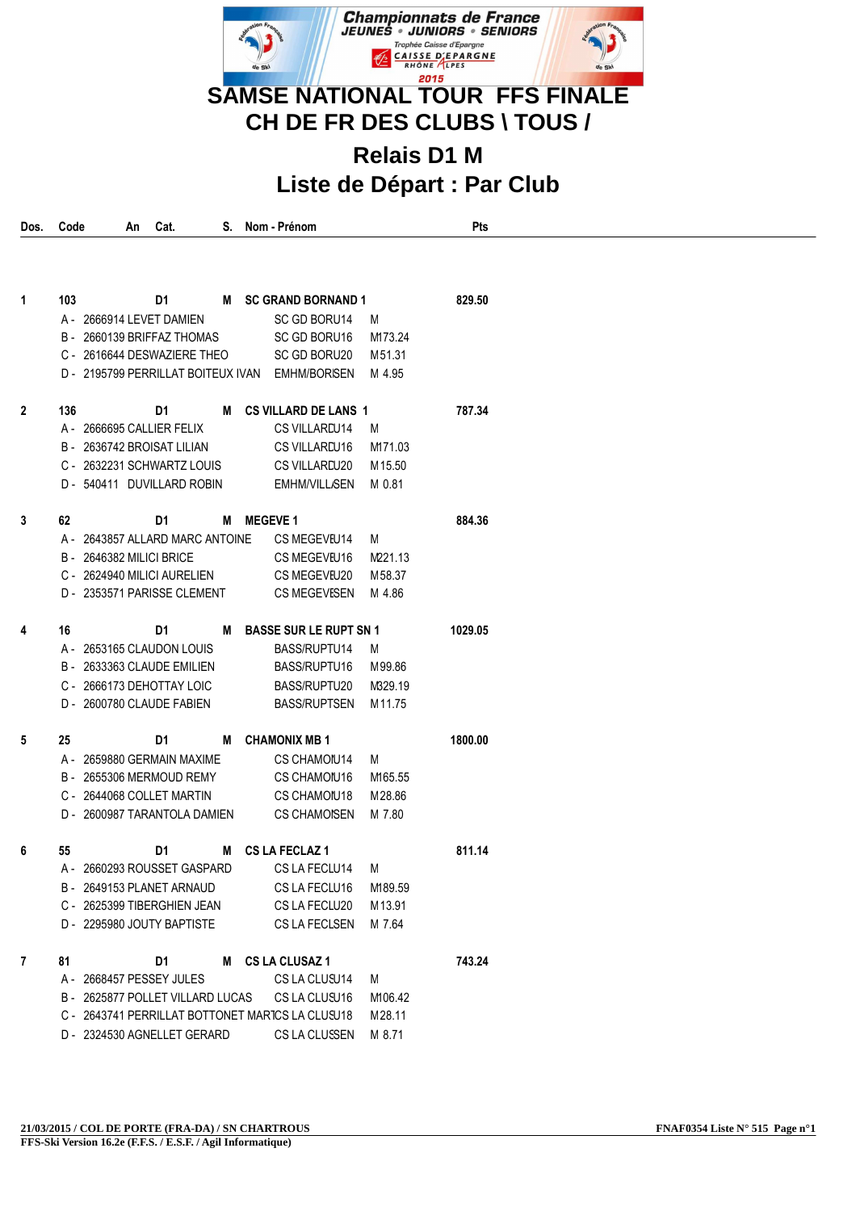Championnats de France
JEUNES • JUNIORS • SENIORS
Trophée Caisse d'Epargne
CAISSE D'EPARGNE RHÔNE ALPES
2015

# SAMSE NATIONAL TOUR FFS FINALE
# CH DE FR DES CLUBS \ TOUS /
## Relais D1 M
## Liste de Départ : Par Club

| Dos. | Code | An | Cat. | S. | Nom - Prénom | | | Pts |
|---|---|---|---|---|---|---|---|---|
| 1 | 103 | | D1 | M | SC GRAND BORNAND 1 | | | 829.50 |
| | A - 2666914 LEVET DAMIEN | | | | SC GD BORU14 | M | | |
| | B - 2660139 BRIFFAZ THOMAS | | | | SC GD BORU16 | M | 173.24 | |
| | C - 2616644 DESWAZIERE THEO | | | | SC GD BORU20 | M | 51.31 | |
| | D - 2195799 PERRILLAT BOITEUX IVAN | | | | EMHM/BORISEN | M | 4.95 | |
| 2 | 136 | | D1 | M | CS VILLARD DE LANS 1 | | | 787.34 |
| | A - 2666695 CALLIER FELIX | | | | CS VILLARDU14 | M | | |
| | B - 2636742 BROISAT LILIAN | | | | CS VILLARDU16 | M | 171.03 | |
| | C - 2632231 SCHWARTZ LOUIS | | | | CS VILLARDU20 | M | 15.50 | |
| | D - 540411 DUVILLARD ROBIN | | | | EMHM/VILLASEN | M | 0.81 | |
| 3 | 62 | | D1 | M | MEGEVE 1 | | | 884.36 |
| | A - 2643857 ALLARD MARC ANTOINE | | | | CS MEGEVEU14 | M | | |
| | B - 2646382 MILICI BRICE | | | | CS MEGEVEU16 | M | 221.13 | |
| | C - 2624940 MILICI AURELIEN | | | | CS MEGEVEU20 | M | 58.37 | |
| | D - 2353571 PARISSE CLEMENT | | | | CS MEGEVESEN | M | 4.86 | |
| 4 | 16 | | D1 | M | BASSE SUR LE RUPT SN 1 | | | 1029.05 |
| | A - 2653165 CLAUDON LOUIS | | | | BASS/RUPTU14 | M | | |
| | B - 2633363 CLAUDE EMILIEN | | | | BASS/RUPTU16 | M | 99.86 | |
| | C - 2666173 DEHOTTAY LOIC | | | | BASS/RUPTU20 | M | 329.19 | |
| | D - 2600780 CLAUDE FABIEN | | | | BASS/RUPTSEN | M | 11.75 | |
| 5 | 25 | | D1 | M | CHAMONIX MB 1 | | | 1800.00 |
| | A - 2659880 GERMAIN MAXIME | | | | CS CHAMONU14 | M | | |
| | B - 2655306 MERMOUD REMY | | | | CS CHAMONU16 | M | 165.55 | |
| | C - 2644068 COLLET MARTIN | | | | CS CHAMONU18 | M | 28.86 | |
| | D - 2600987 TARANTOLA DAMIEN | | | | CS CHAMOISEN | M | 7.80 | |
| 6 | 55 | | D1 | M | CS LA FECLAZ 1 | | | 811.14 |
| | A - 2660293 ROUSSET GASPARD | | | | CS LA FECLU14 | M | | |
| | B - 2649153 PLANET ARNAUD | | | | CS LA FECLU16 | M | 189.59 | |
| | C - 2625399 TIBERGHIEN JEAN | | | | CS LA FECLU20 | M | 13.91 | |
| | D - 2295980 JOUTY BAPTISTE | | | | CS LA FECLSEN | M | 7.64 | |
| 7 | 81 | | D1 | M | CS LA CLUSAZ 1 | | | 743.24 |
| | A - 2668457 PESSEY JULES | | | | CS LA CLUSU14 | M | | |
| | B - 2625877 POLLET VILLARD LUCAS | | | | CS LA CLUSU16 | M | 106.42 | |
| | C - 2643741 PERRILLAT BOTTONET MARTI | | | | CS LA CLUSU18 | M | 28.11 | |
| | D - 2324530 AGNELLET GERARD | | | | CS LA CLUSSEN | M | 8.71 | |

21/03/2015 / COL DE PORTE (FRA-DA) / SN CHARTROUS
FFS-Ski Version 16.2e (F.F.S. / E.S.F. / Agil Informatique)

FNAF0354 Liste N° 515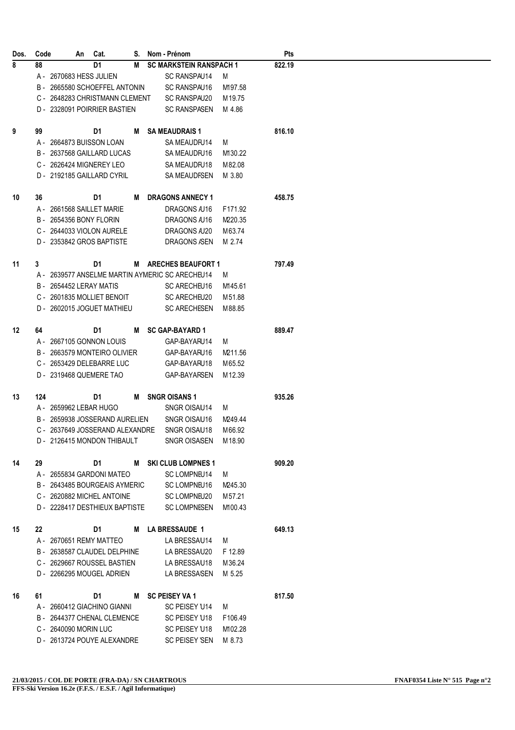| Dos. | Code | An | Cat. | S. | Nom - Prénom | | | Pts |
|---|---|---|---|---|---|---|---|---|
| 8 | 88 | | D1 | M | SC MARKSTEIN RANSPACH 1 | | | 822.19 |
| | A - 2670683 HESS JULIEN | | | | SC RANSPAU14 | M | | |
| | B - 2665580 SCHOEFFEL ANTONIN | | | | SC RANSPAU16 | M197.58 | | |
| | C - 2648283 CHRISTMANN CLEMENT | | | | SC RANSPAU20 | M19.75 | | |
| | D - 2328091 POIRRIER BASTIEN | | | | SC RANSPASEN | M 4.86 | | |
| 9 | 99 | | D1 | M | SA MEAUDRAIS 1 | | | 816.10 |
| | A - 2664873 BUISSON LOAN | | | | SA MEAUDRU14 | M | | |
| | B - 2637568 GAILLARD LUCAS | | | | SA MEAUDRU16 | M130.22 | | |
| | C - 2626424 MIGNEREY LEO | | | | SA MEAUDRU18 | M82.08 | | |
| | D - 2192185 GAILLARD CYRIL | | | | SA MEAUDRSEN | M 3.80 | | |
| 10 | 36 | | D1 | M | DRAGONS ANNECY 1 | | | 458.75 |
| | A - 2661568 SAILLET MARIE | | | | DRAGONS AU16 | F171.92 | | |
| | B - 2654356 BONY FLORIN | | | | DRAGONS AU16 | M220.35 | | |
| | C - 2644033 VIOLON AURELE | | | | DRAGONS AU20 | M63.74 | | |
| | D - 2353842 GROS BAPTISTE | | | | DRAGONS ASEN | M 2.74 | | |
| 11 | 3 | | D1 | M | ARECHES BEAUFORT 1 | | | 797.49 |
| | A - 2639577 ANSELME MARTIN AYMERIC | | | | SC ARECHEU14 | M | | |
| | B - 2654452 LERAY MATIS | | | | SC ARECHEU16 | M145.61 | | |
| | C - 2601835 MOLLIET BENOIT | | | | SC ARECHEU20 | M51.88 | | |
| | D - 2602015 JOGUET MATHIEU | | | | SC ARECHESEN | M88.85 | | |
| 12 | 64 | | D1 | M | SC GAP-BAYARD 1 | | | 889.47 |
| | A - 2667105 GONNON LOUIS | | | | GAP-BAYARU14 | M | | |
| | B - 2663579 MONTEIRO OLIVIER | | | | GAP-BAYARU16 | M211.56 | | |
| | C - 2653429 DELEBARRE LUC | | | | GAP-BAYARU18 | M65.52 | | |
| | D - 2319468 QUEMERE TAO | | | | GAP-BAYARSEN | M12.39 | | |
| 13 | 124 | | D1 | M | SNGR OISANS 1 | | | 935.26 |
| | A - 2659962 LEBAR HUGO | | | | SNGR OISAU14 | M | | |
| | B - 2659938 JOSSERAND AURELIEN | | | | SNGR OISAU16 | M249.44 | | |
| | C - 2637649 JOSSERAND ALEXANDRE | | | | SNGR OISAU18 | M66.92 | | |
| | D - 2126415 MONDON THIBAULT | | | | SNGR OISASEN | M18.90 | | |
| 14 | 29 | | D1 | M | SKI CLUB LOMPNES 1 | | | 909.20 |
| | A - 2655834 GARDONI MATEO | | | | SC LOMPNEU14 | M | | |
| | B - 2643485 BOURGEAIS AYMERIC | | | | SC LOMPNEU16 | M245.30 | | |
| | C - 2620882 MICHEL ANTOINE | | | | SC LOMPNEU20 | M57.21 | | |
| | D - 2228417 DESTHIEUX BAPTISTE | | | | SC LOMPNESEN | M100.43 | | |
| 15 | 22 | | D1 | M | LA BRESSAUDE 1 | | | 649.13 |
| | A - 2670651 REMY MATTEO | | | | LA BRESSAU14 | M | | |
| | B - 2638587 CLAUDEL DELPHINE | | | | LA BRESSAU20 | F 12.89 | | |
| | C - 2629667 ROUSSEL BASTIEN | | | | LA BRESSAU18 | M36.24 | | |
| | D - 2266295 MOUGEL ADRIEN | | | | LA BRESSASEN | M 5.25 | | |
| 16 | 61 | | D1 | M | SC PEISEY VA 1 | | | 817.50 |
| | A - 2660412 GIACHINO GIANNI | | | | SC PEISEY U14 | M | | |
| | B - 2644377 CHENAL CLEMENCE | | | | SC PEISEY U18 | F106.49 | | |
| | C - 2640090 MORIN LUC | | | | SC PEISEY U18 | M102.28 | | |
| | D - 2613724 POUYE ALEXANDRE | | | | SC PEISEY SEN | M 8.73 | | |

21/03/2015 / COL DE PORTE (FRA-DA) / SN CHARTROUS

FFS-Ski Version 16.2e (F.F.S. / E.S.F. / Agil Informatique)

FNAF0354 Liste N° 515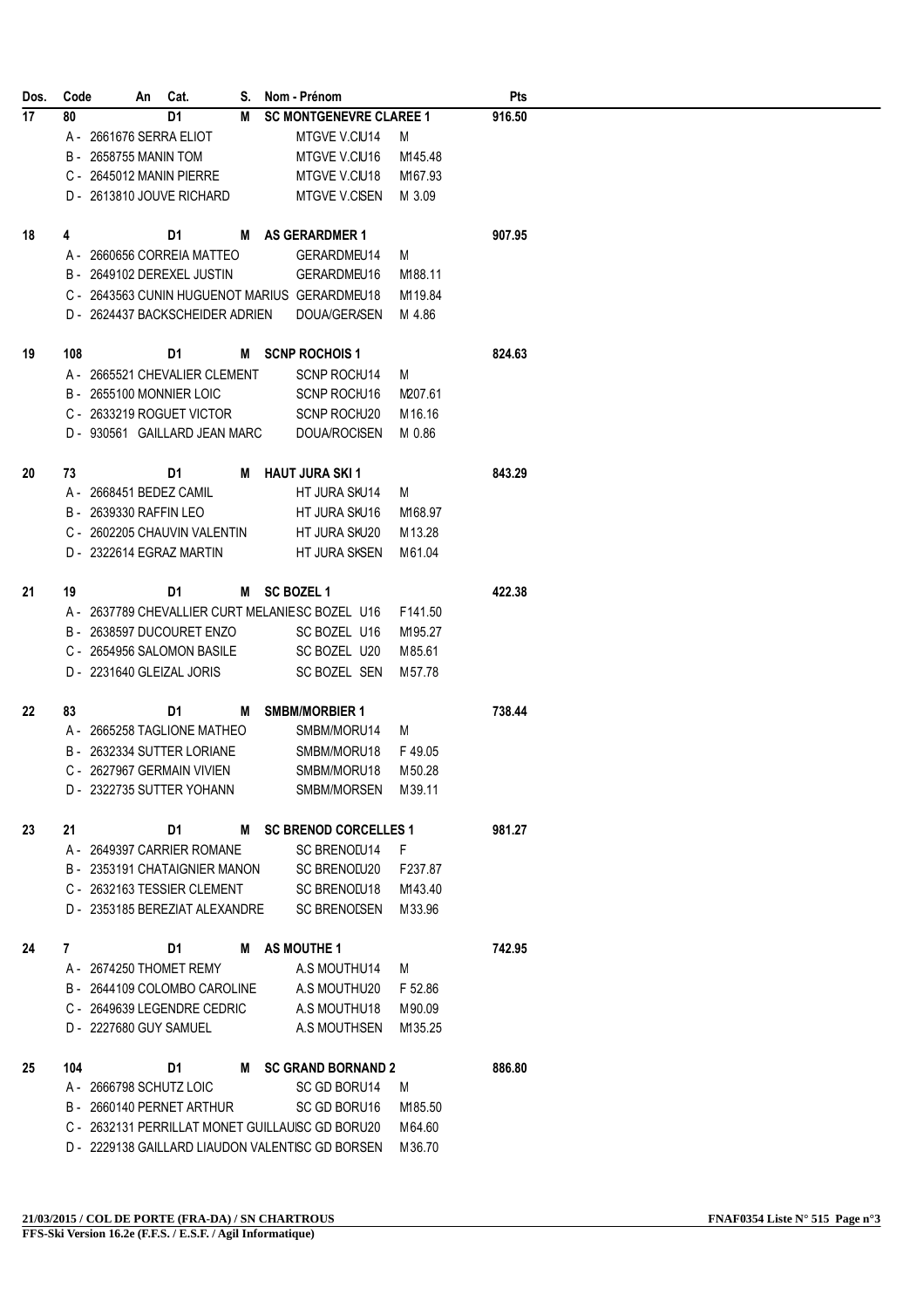| Dos. | Code | An | Cat. | S. | Nom - Prénom | | Pts |
|---|---|---|---|---|---|---|---|
| 17 | 80 | | D1 | M | SC MONTGENEVRE CLAREE 1 | | 916.50 |
| | A - 2661676 SERRA ELIOT | | | | MTGVE V.CIU14 | M | |
| | B - 2658755 MANIN TOM | | | | MTGVE V.CIU16 | M145.48 | |
| | C - 2645012 MANIN PIERRE | | | | MTGVE V.CIU18 | M167.93 | |
| | D - 2613810 JOUVE RICHARD | | | | MTGVE V.CISEN | M 3.09 | |
| 18 | 4 | | D1 | M | AS GERARDMER 1 | | 907.95 |
| | A - 2660656 CORREIA MATTEO | | | | GERARDMEU14 | M | |
| | B - 2649102 DEREXEL JUSTIN | | | | GERARDMEU16 | M188.11 | |
| | C - 2643563 CUNIN HUGUENOT MARIUS | | | | GERARDMEU18 | M119.84 | |
| | D - 2624437 BACKSCHEIDER ADRIEN | | | | DOUA/GER/SEN | M 4.86 | |
| 19 | 108 | | D1 | M | SCNP ROCHOIS 1 | | 824.63 |
| | A - 2665521 CHEVALIER CLEMENT | | | | SCNP ROCHU14 | M | |
| | B - 2655100 MONNIER LOIC | | | | SCNP ROCHU16 | M207.61 | |
| | C - 2633219 ROGUET VICTOR | | | | SCNP ROCHU20 | M16.16 | |
| | D - 930561 GAILLARD JEAN MARC | | | | DOUA/ROCISEN | M 0.86 | |
| 20 | 73 | | D1 | M | HAUT JURA SKI 1 | | 843.29 |
| | A - 2668451 BEDEZ CAMIL | | | | HT JURA SKU14 | M | |
| | B - 2639330 RAFFIN LEO | | | | HT JURA SKU16 | M168.97 | |
| | C - 2602205 CHAUVIN VALENTIN | | | | HT JURA SKU20 | M13.28 | |
| | D - 2322614 EGRAZ MARTIN | | | | HT JURA SKSEN | M61.04 | |
| 21 | 19 | | D1 | M | SC BOZEL 1 | | 422.38 |
| | A - 2637789 CHEVALLIER CURT MELANIE | | | | SC BOZEL U16 | F141.50 | |
| | B - 2638597 DUCOURET ENZO | | | | SC BOZEL U16 | M195.27 | |
| | C - 2654956 SALOMON BASILE | | | | SC BOZEL U20 | M85.61 | |
| | D - 2231640 GLEIZAL JORIS | | | | SC BOZEL SEN | M57.78 | |
| 22 | 83 | | D1 | M | SMBM/MORBIER 1 | | 738.44 |
| | A - 2665258 TAGLIONE MATHEO | | | | SMBM/MORU14 | M | |
| | B - 2632334 SUTTER LORIANE | | | | SMBM/MORU18 | F 49.05 | |
| | C - 2627967 GERMAIN VIVIEN | | | | SMBM/MORU18 | M50.28 | |
| | D - 2322735 SUTTER YOHANN | | | | SMBM/MORSEN | M39.11 | |
| 23 | 21 | | D1 | M | SC BRENOD CORCELLES 1 | | 981.27 |
| | A - 2649397 CARRIER ROMANE | | | | SC BRENODU14 | F | |
| | B - 2353191 CHATAIGNIER MANON | | | | SC BRENODU20 | F237.87 | |
| | C - 2632163 TESSIER CLEMENT | | | | SC BRENODU18 | M143.40 | |
| | D - 2353185 BEREZIAT ALEXANDRE | | | | SC BRENODSEN | M33.96 | |
| 24 | 7 | | D1 | M | AS MOUTHE 1 | | 742.95 |
| | A - 2674250 THOMET REMY | | | | A.S MOUTHU14 | M | |
| | B - 2644109 COLOMBO CAROLINE | | | | A.S MOUTHU20 | F 52.86 | |
| | C - 2649639 LEGENDRE CEDRIC | | | | A.S MOUTHU18 | M90.09 | |
| | D - 2227680 GUY SAMUEL | | | | A.S MOUTHSEN | M135.25 | |
| 25 | 104 | | D1 | M | SC GRAND BORNAND 2 | | 886.80 |
| | A - 2666798 SCHUTZ LOIC | | | | SC GD BORU14 | M | |
| | B - 2660140 PERNET ARTHUR | | | | SC GD BORU16 | M185.50 | |
| | C - 2632131 PERRILLAT MONET GUILLAU | | | | SC GD BORU20 | M64.60 | |
| | D - 2229138 GAILLARD LIAUDON VALENTI | | | | SC GD BORSEN | M36.70 | |

**21/03/2015 / COL DE PORTE (FRA-DA) / SN CHARTROUS** — **FNAF0354 Liste N° 515**

**FFS-Ski Version 16.2e (F.F.S. / E.S.F. / Agil Informatique)**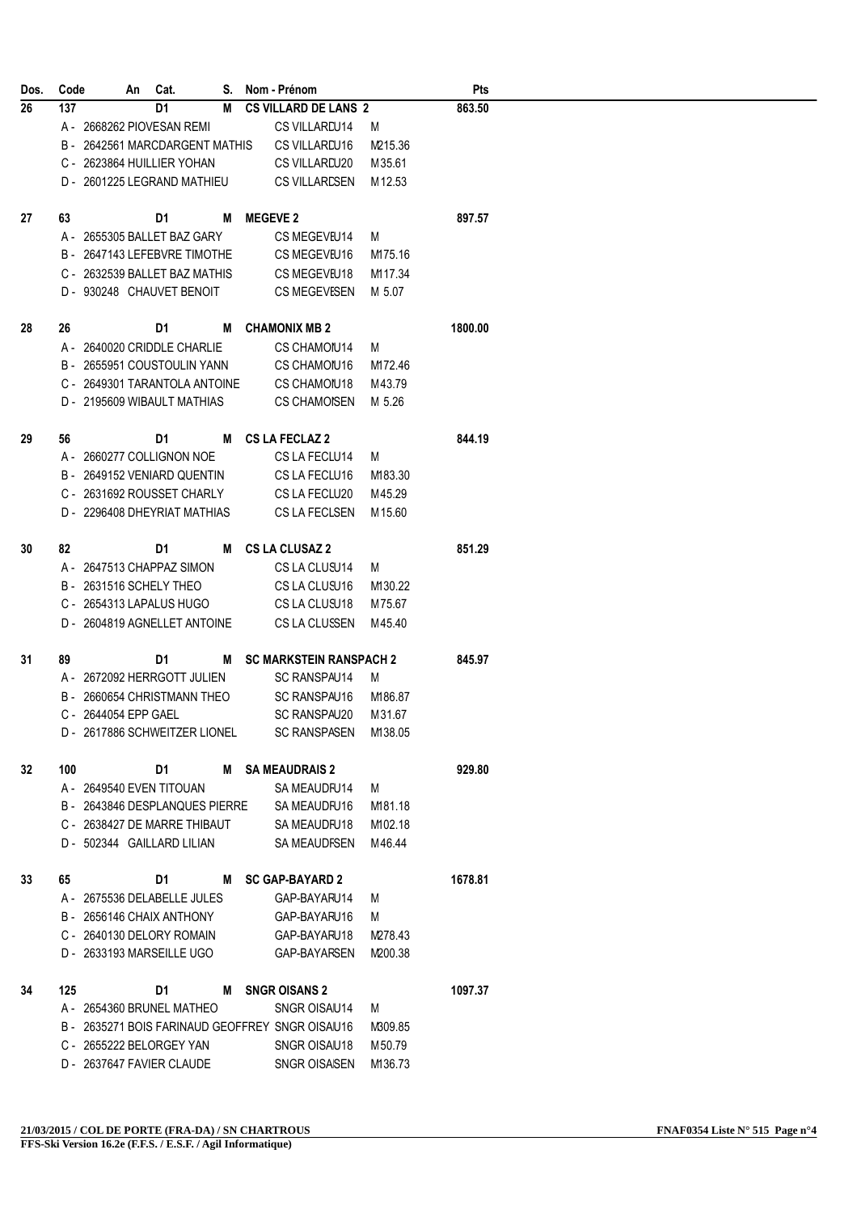| Dos. | Code | An | Cat. | S. | Nom - Prénom | | | Pts |
|---|---|---|---|---|---|---|---|---|
| 26 | 137 | | D1 | M | CS VILLARD DE LANS 2 | | | 863.50 |
| | A - 2668262 PIOVESAN REMI | | | | CS VILLARDU14 | M | | |
| | B - 2642561 MARCDARGENT MATHIS | | | | CS VILLARDU16 | M215.36 | | |
| | C - 2623864 HUILLIER YOHAN | | | | CS VILLARDU20 | M35.61 | | |
| | D - 2601225 LEGRAND MATHIEU | | | | CS VILLARDSEN | M12.53 | | |
| 27 | 63 | | D1 | M | MEGEVE 2 | | | 897.57 |
| | A - 2655305 BALLET BAZ GARY | | | | CS MEGEVEU14 | M | | |
| | B - 2647143 LEFEBVRE TIMOTHE | | | | CS MEGEVEU16 | M175.16 | | |
| | C - 2632539 BALLET BAZ MATHIS | | | | CS MEGEVEU18 | M117.34 | | |
| | D - 930248 CHAUVET BENOIT | | | | CS MEGEVESEN | M 5.07 | | |
| 28 | 26 | | D1 | M | CHAMONIX MB 2 | | | 1800.00 |
| | A - 2640020 CRIDDLE CHARLIE | | | | CS CHAMONU14 | M | | |
| | B - 2655951 COUSTOULIN YANN | | | | CS CHAMONU16 | M172.46 | | |
| | C - 2649301 TARANTOLA ANTOINE | | | | CS CHAMONU18 | M43.79 | | |
| | D - 2195609 WIBAULT MATHIAS | | | | CS CHAMONSEN | M 5.26 | | |
| 29 | 56 | | D1 | M | CS LA FECLAZ 2 | | | 844.19 |
| | A - 2660277 COLLIGNON NOE | | | | CS LA FECLU14 | M | | |
| | B - 2649152 VENIARD QUENTIN | | | | CS LA FECLU16 | M183.30 | | |
| | C - 2631692 ROUSSET CHARLY | | | | CS LA FECLU20 | M45.29 | | |
| | D - 2296408 DHEYRIAT MATHIAS | | | | CS LA FECLSEN | M15.60 | | |
| 30 | 82 | | D1 | M | CS LA CLUSAZ 2 | | | 851.29 |
| | A - 2647513 CHAPPAZ SIMON | | | | CS LA CLUSU14 | M | | |
| | B - 2631516 SCHELY THEO | | | | CS LA CLUSU16 | M130.22 | | |
| | C - 2654313 LAPALUS HUGO | | | | CS LA CLUSU18 | M75.67 | | |
| | D - 2604819 AGNELLET ANTOINE | | | | CS LA CLUSSEN | M45.40 | | |
| 31 | 89 | | D1 | M | SC MARKSTEIN RANSPACH 2 | | | 845.97 |
| | A - 2672092 HERRGOTT JULIEN | | | | SC RANSPAU14 | M | | |
| | B - 2660654 CHRISTMANN THEO | | | | SC RANSPAU16 | M186.87 | | |
| | C - 2644054 EPP GAEL | | | | SC RANSPAU20 | M31.67 | | |
| | D - 2617886 SCHWEITZER LIONEL | | | | SC RANSPASEN | M138.05 | | |
| 32 | 100 | | D1 | M | SA MEAUDRAIS 2 | | | 929.80 |
| | A - 2649540 EVEN TITOUAN | | | | SA MEAUDRU14 | M | | |
| | B - 2643846 DESPLANQUES PIERRE | | | | SA MEAUDRU16 | M181.18 | | |
| | C - 2638427 DE MARRE THIBAUT | | | | SA MEAUDRU18 | M102.18 | | |
| | D - 502344 GAILLARD LILIAN | | | | SA MEAUDRSEN | M46.44 | | |
| 33 | 65 | | D1 | M | SC GAP-BAYARD 2 | | | 1678.81 |
| | A - 2675536 DELABELLE JULES | | | | GAP-BAYARU14 | M | | |
| | B - 2656146 CHAIX ANTHONY | | | | GAP-BAYARU16 | M | | |
| | C - 2640130 DELORY ROMAIN | | | | GAP-BAYARU18 | M278.43 | | |
| | D - 2633193 MARSEILLE UGO | | | | GAP-BAYARSEN | M200.38 | | |
| 34 | 125 | | D1 | M | SNGR OISANS 2 | | | 1097.37 |
| | A - 2654360 BRUNEL MATHEO | | | | SNGR OISAU14 | M | | |
| | B - 2635271 BOIS FARINAUD GEOFFREY | | | | SNGR OISAU16 | M309.85 | | |
| | C - 2655222 BELORGEY YAN | | | | SNGR OISAU18 | M50.79 | | |
| | D - 2637647 FAVIER CLAUDE | | | | SNGR OISASEN | M136.73 | | |

21/03/2015 / COL DE PORTE (FRA-DA) / SN CHARTROUS

FFS-Ski Version 16.2e (F.F.S. / E.S.F. / Agil Informatique)

FNAF0354 Liste N° 515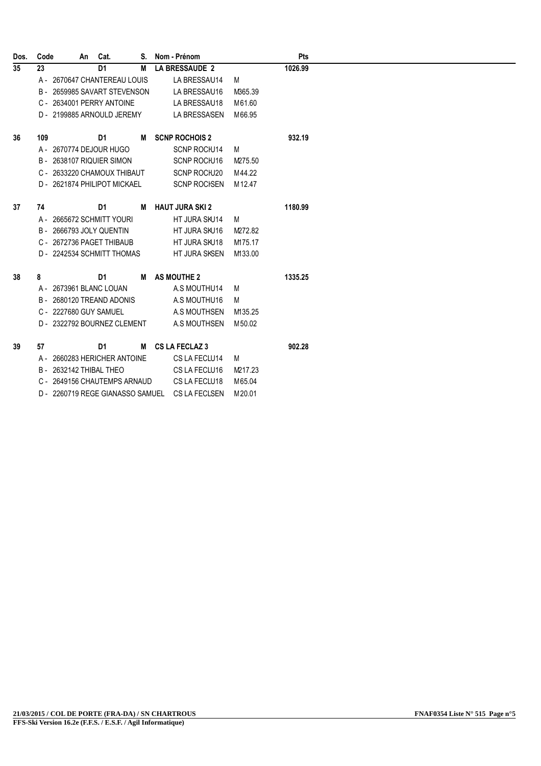| Dos. | Code | An | Cat. | S. | Nom - Prénom | | | Pts |
|---|---|---|---|---|---|---|---|---|
| 35 | 23 | | D1 | M | LA BRESSAUDE 2 | | | 1026.99 |
| | A - 2670647 CHANTEREAU LOUIS | | | | | LA BRESSAU14 | M | |
| | B - 2659985 SAVART STEVENSON | | | | | LA BRESSAU16 | M365.39 | |
| | C - 2634001 PERRY ANTOINE | | | | | LA BRESSAU18 | M61.60 | |
| | D - 2199885 ARNOULD JEREMY | | | | | LA BRESSASEN | M66.95 | |
| 36 | 109 | | D1 | M | SCNP ROCHOIS 2 | | | 932.19 |
| | A - 2670774 DEJOUR HUGO | | | | | SCNP ROCHU14 | M | |
| | B - 2638107 RIQUIER SIMON | | | | | SCNP ROCHU16 | M275.50 | |
| | C - 2633220 CHAMOUX THIBAUT | | | | | SCNP ROCHU20 | M44.22 | |
| | D - 2621874 PHILIPOT MICKAEL | | | | | SCNP ROCHSEN | M12.47 | |
| 37 | 74 | | D1 | M | HAUT JURA SKI 2 | | | 1180.99 |
| | A - 2665672 SCHMITT YOURI | | | | | HT JURA SKU14 | M | |
| | B - 2666793 JOLY QUENTIN | | | | | HT JURA SKU16 | M272.82 | |
| | C - 2672736 PAGET THIBAUB | | | | | HT JURA SKU18 | M175.17 | |
| | D - 2242534 SCHMITT THOMAS | | | | | HT JURA SKSEN | M133.00 | |
| 38 | 8 | | D1 | M | AS MOUTHE 2 | | | 1335.25 |
| | A - 2673961 BLANC LOUAN | | | | | A.S MOUTHU14 | M | |
| | B - 2680120 TREAND ADONIS | | | | | A.S MOUTHU16 | M | |
| | C - 2227680 GUY SAMUEL | | | | | A.S MOUTHSEN | M135.25 | |
| | D - 2322792 BOURNEZ CLEMENT | | | | | A.S MOUTHSEN | M50.02 | |
| 39 | 57 | | D1 | M | CS LA FECLAZ 3 | | | 902.28 |
| | A - 2660283 HERICHER ANTOINE | | | | | CS LA FECLU14 | M | |
| | B - 2632142 THIBAL THEO | | | | | CS LA FECLU16 | M217.23 | |
| | C - 2649156 CHAUTEMPS ARNAUD | | | | | CS LA FECLU18 | M65.04 | |
| | D - 2260719 REGE GIANASSO SAMUEL | | | | | CS LA FECLSEN | M20.01 | |